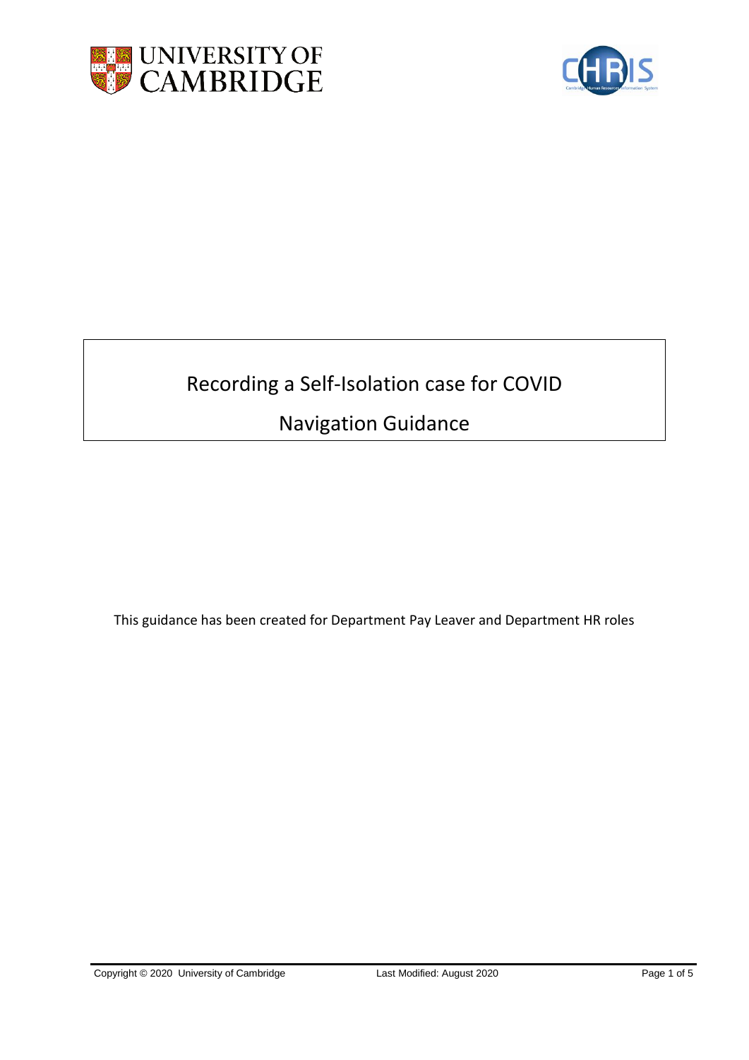# Recording a Self-Isolation case for COVID

## Navigation Guidance

This guidance has been created for Department Pay Leaver and Department HR roles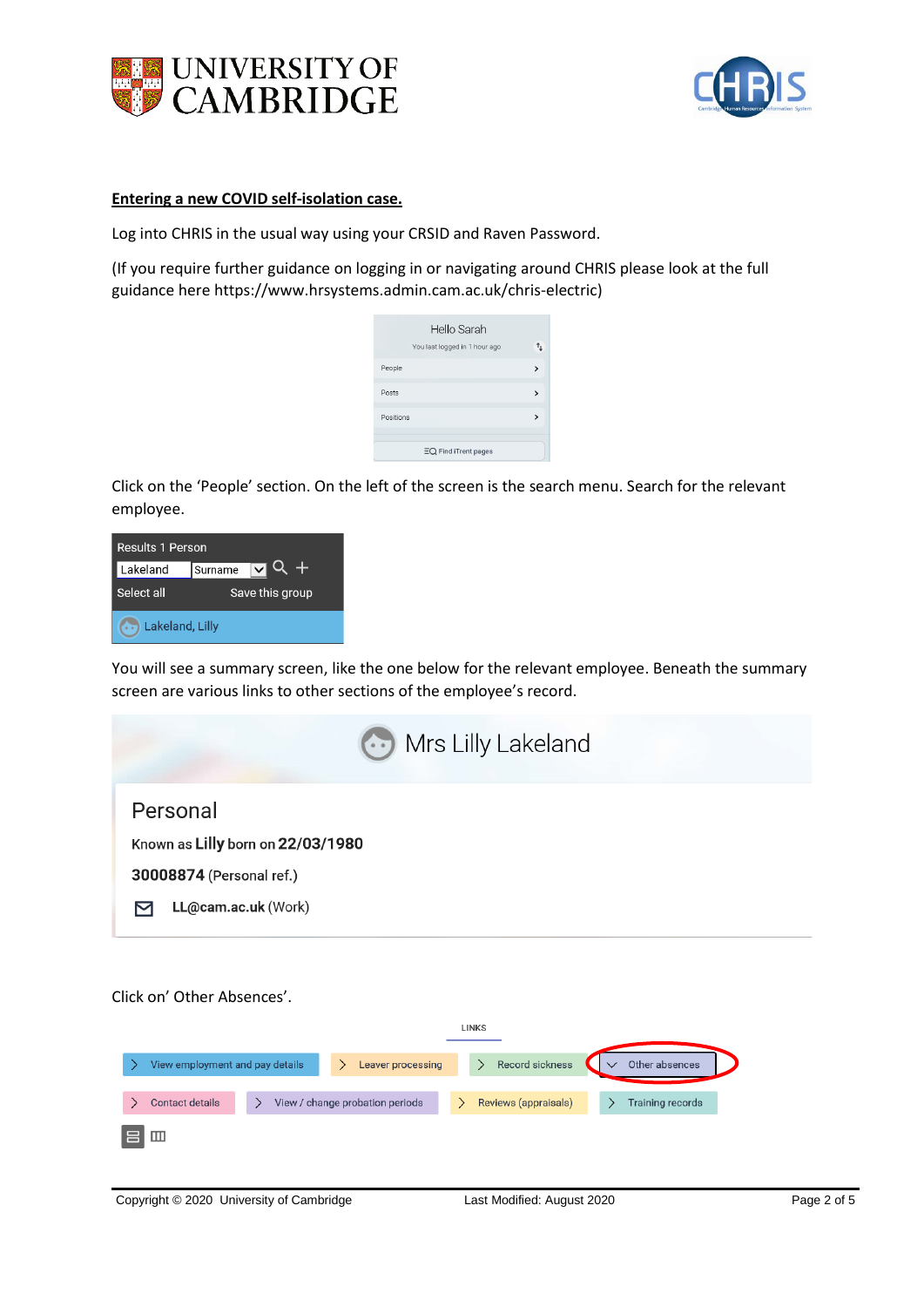**Entering a new COVID self-isolation case.**

Log into CHRIS in the usual way using your CRSID and Raven Password.

(If you require further guidance on logging in or navigating around CHRIS please look at the full guidance here https://www.hrsystems.admin.cam.ac.uk/chris-electric)

Click on the 'People' section. On the left of the screen is the search menu. Search for the relevant employee.

You will see a summary screen, like the one below for the relevant employee. Beneath the summary screen are various links to other sections of the employee's record.

Click on' Other Absences'.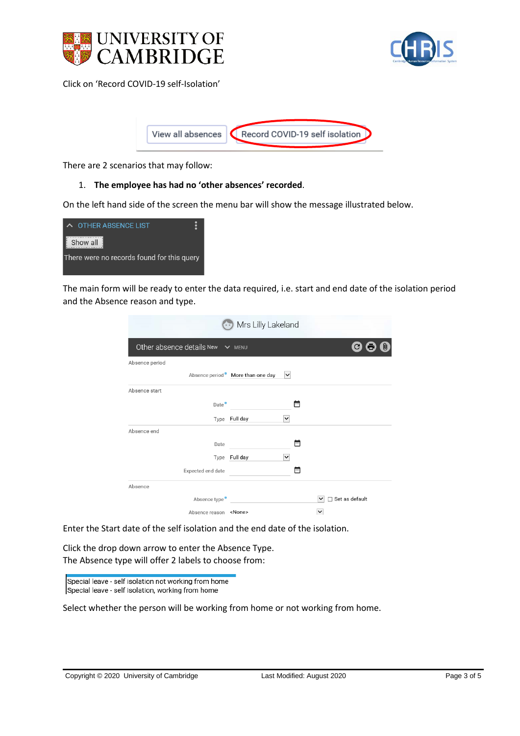Click on 'Record COVID-19 self-Isolation'

View all absences | Record COVID-19 self isolation

There are 2 scenarios that may follow:

1. **The employee has had no 'other absences' recorded**.

On the left hand side of the screen the menu bar will show the message illustrated below.

OTHER ABSENCE LIST
Show all
There were no records found for this query

The main form will be ready to enter the data required, i.e. start and end date of the isolation period and the Absence reason and type.

Mrs Lilly Lakeland

Other absence details New MENU

Absence period
Absence period* More than one day

Absence start
Date*
Type Full day

Absence end
Date
Type Full day
Expected end date

Absence
Absence type* Set as default
Absence reason <None>

Enter the Start date of the self isolation and the end date of the isolation.

Click the drop down arrow to enter the Absence Type.
The Absence type will offer 2 labels to choose from:

Special leave - self isolation not working from home
Special leave - self isolation, working from home

Select whether the person will be working from home or not working from home.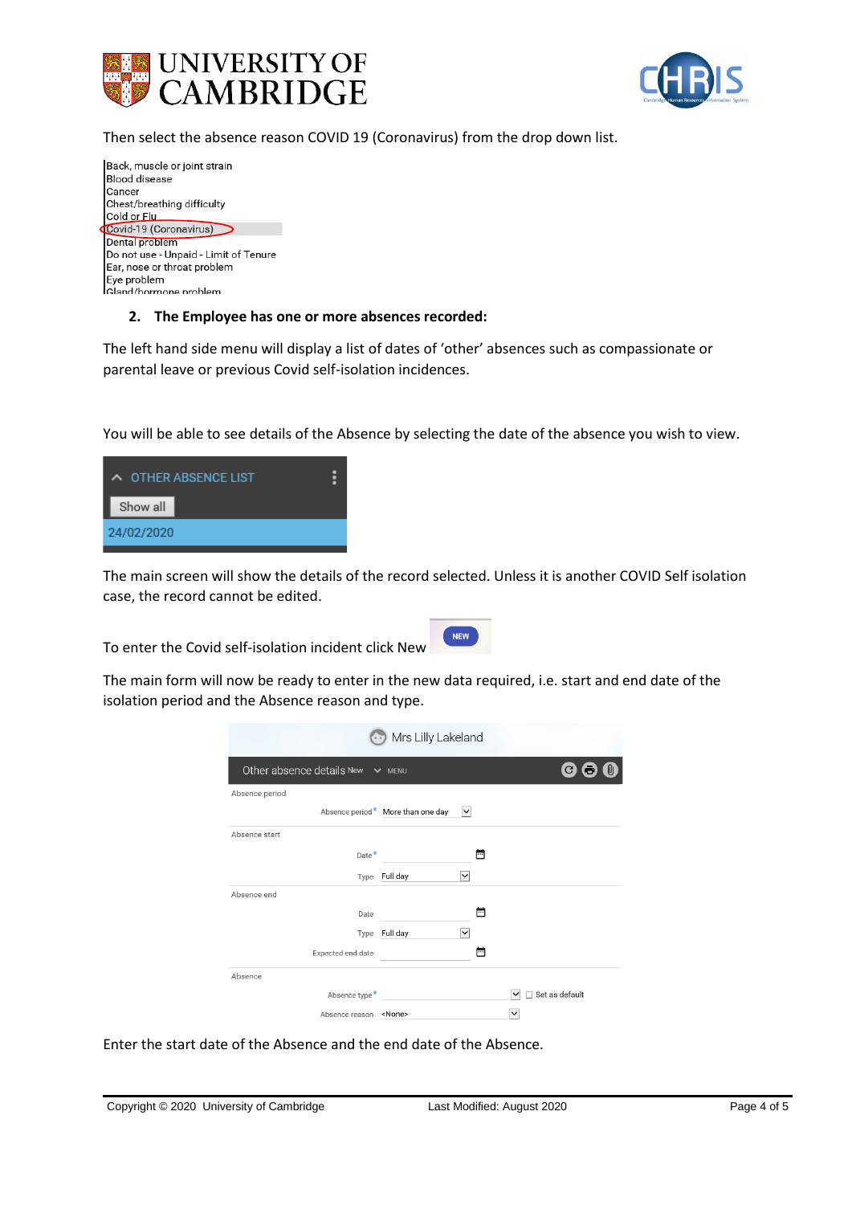Then select the absence reason COVID 19 (Coronavirus) from the drop down list.

Back, muscle or joint strain
Blood disease
Cancer
Chest/breathing difficulty
Cold or Flu
Covid-19 (Coronavirus)
Dental problem
Do not use - Unpaid - Limit of Tenure
Ear, nose or throat problem
Eye problem
Gland/hormone problem

2. **The Employee has one or more absences recorded:**

The left hand side menu will display a list of dates of 'other' absences such as compassionate or parental leave or previous Covid self-isolation incidences.

You will be able to see details of the Absence by selecting the date of the absence you wish to view.

OTHER ABSENCE LIST
Show all
24/02/2020

The main screen will show the details of the record selected. Unless it is another COVID Self isolation case, the record cannot be edited.

To enter the Covid self-isolation incident click New NEW

The main form will now be ready to enter in the new data required, i.e. start and end date of the isolation period and the Absence reason and type.

Mrs Lilly Lakeland

Other absence details New MENU

Absence period
Absence period* More than one day

Absence start
Date*
Type Full day

Absence end
Date
Type Full day
Expected end date

Absence
Absence type* Set as default
Absence reason <None>

Enter the start date of the Absence and the end date of the Absence.

Copyright © 2020 University of Cambridge Last Modified: August 2020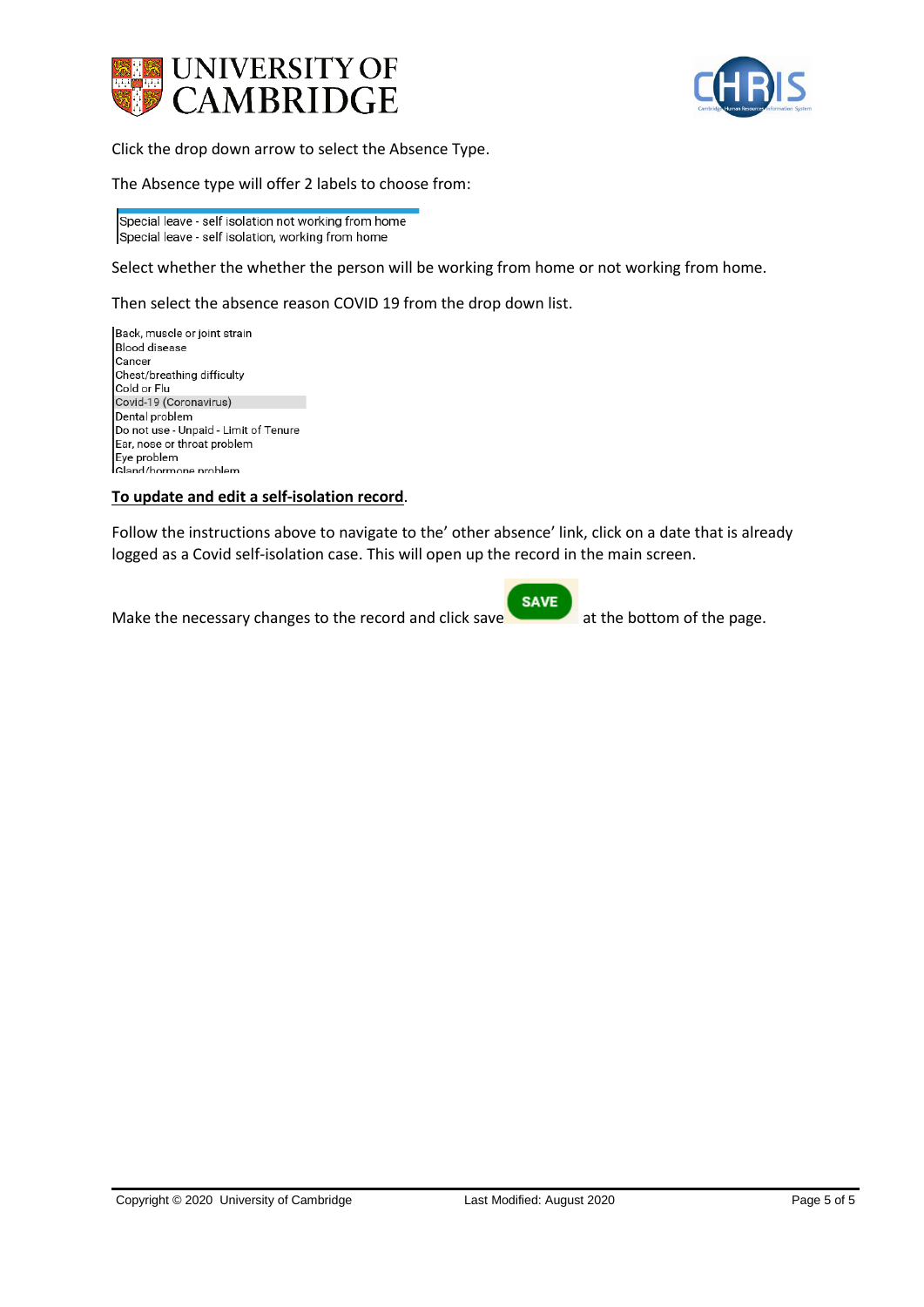Click the drop down arrow to select the Absence Type.

The Absence type will offer 2 labels to choose from:

Special leave - self isolation not working from home
Special leave - self isolation, working from home

Select whether the whether the person will be working from home or not working from home.

Then select the absence reason COVID 19 from the drop down list.

Back, muscle or joint strain
Blood disease
Cancer
Chest/breathing difficulty
Cold or Flu
Covid-19 (Coronavirus)
Dental problem
Do not use - Unpaid - Limit of Tenure
Ear, nose or throat problem
Eye problem
Gland/hormone problem

**To update and edit a self-isolation record**.

Follow the instructions above to navigate to the' other absence' link, click on a date that is already logged as a Covid self-isolation case. This will open up the record in the main screen.

Make the necessary changes to the record and click save SAVE at the bottom of the page.